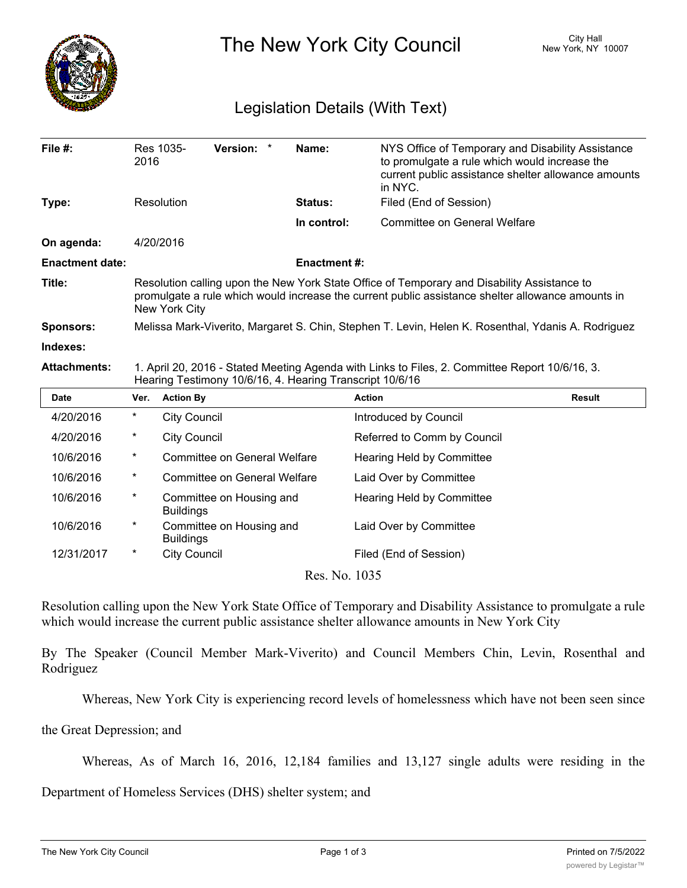# The New York City Council

City Hall
New York, NY 10007

## Legislation Details (With Text)

| | | | |
|---|---|---|---|
| **File #:** | Res 1035-2016 **Version:** * | **Name:** | NYS Office of Temporary and Disability Assistance to promulgate a rule which would increase the current public assistance shelter allowance amounts in NYC. |
| **Type:** | Resolution | **Status:** | Filed (End of Session) |
| | | **In control:** | Committee on General Welfare |
| **On agenda:** | 4/20/2016 | | |
| **Enactment date:** | | **Enactment #:** | |

**Title:** Resolution calling upon the New York State Office of Temporary and Disability Assistance to promulgate a rule which would increase the current public assistance shelter allowance amounts in New York City

**Sponsors:** Melissa Mark-Viverito, Margaret S. Chin, Stephen T. Levin, Helen K. Rosenthal, Ydanis A. Rodriguez

**Indexes:**

**Attachments:** 1. April 20, 2016 - Stated Meeting Agenda with Links to Files, 2. Committee Report 10/6/16, 3. Hearing Testimony 10/6/16, 4. Hearing Transcript 10/6/16

| Date | Ver. | Action By | Action | Result |
|---|---|---|---|---|
| 4/20/2016 | * | City Council | Introduced by Council | |
| 4/20/2016 | * | City Council | Referred to Comm by Council | |
| 10/6/2016 | * | Committee on General Welfare | Hearing Held by Committee | |
| 10/6/2016 | * | Committee on General Welfare | Laid Over by Committee | |
| 10/6/2016 | * | Committee on Housing and Buildings | Hearing Held by Committee | |
| 10/6/2016 | * | Committee on Housing and Buildings | Laid Over by Committee | |
| 12/31/2017 | * | City Council | Filed (End of Session) | |

Res. No. 1035

Resolution calling upon the New York State Office of Temporary and Disability Assistance to promulgate a rule which would increase the current public assistance shelter allowance amounts in New York City

By The Speaker (Council Member Mark-Viverito) and Council Members Chin, Levin, Rosenthal and Rodriguez

Whereas, New York City is experiencing record levels of homelessness which have not been seen since the Great Depression; and

Whereas, As of March 16, 2016, 12,184 families and 13,127 single adults were residing in the Department of Homeless Services (DHS) shelter system; and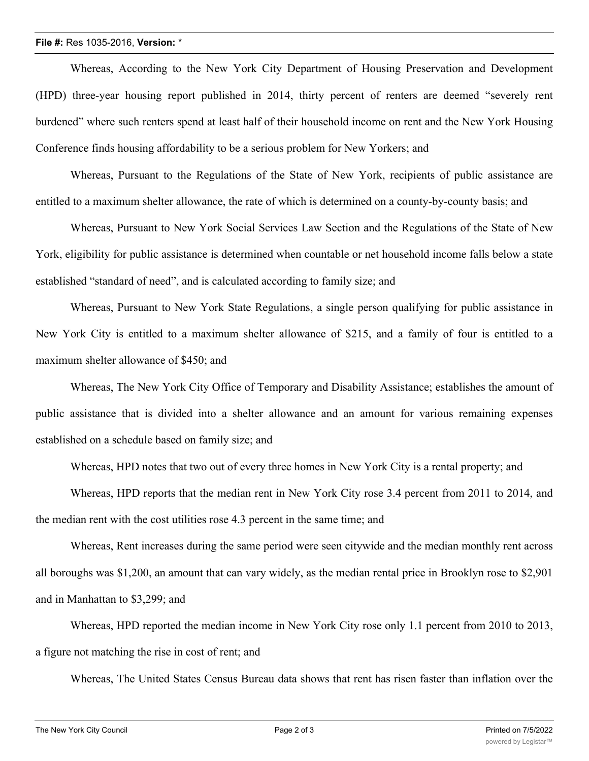Whereas, According to the New York City Department of Housing Preservation and Development (HPD) three-year housing report published in 2014, thirty percent of renters are deemed "severely rent burdened" where such renters spend at least half of their household income on rent and the New York Housing Conference finds housing affordability to be a serious problem for New Yorkers; and

Whereas, Pursuant to the Regulations of the State of New York, recipients of public assistance are entitled to a maximum shelter allowance, the rate of which is determined on a county-by-county basis; and

Whereas, Pursuant to New York Social Services Law Section and the Regulations of the State of New York, eligibility for public assistance is determined when countable or net household income falls below a state established "standard of need", and is calculated according to family size; and

Whereas, Pursuant to New York State Regulations, a single person qualifying for public assistance in New York City is entitled to a maximum shelter allowance of $215, and a family of four is entitled to a maximum shelter allowance of $450; and

Whereas, The New York City Office of Temporary and Disability Assistance; establishes the amount of public assistance that is divided into a shelter allowance and an amount for various remaining expenses established on a schedule based on family size; and

Whereas, HPD notes that two out of every three homes in New York City is a rental property; and

Whereas, HPD reports that the median rent in New York City rose 3.4 percent from 2011 to 2014, and the median rent with the cost utilities rose 4.3 percent in the same time; and

Whereas, Rent increases during the same period were seen citywide and the median monthly rent across all boroughs was $1,200, an amount that can vary widely, as the median rental price in Brooklyn rose to $2,901 and in Manhattan to $3,299; and

Whereas, HPD reported the median income in New York City rose only 1.1 percent from 2010 to 2013, a figure not matching the rise in cost of rent; and

Whereas, The United States Census Bureau data shows that rent has risen faster than inflation over the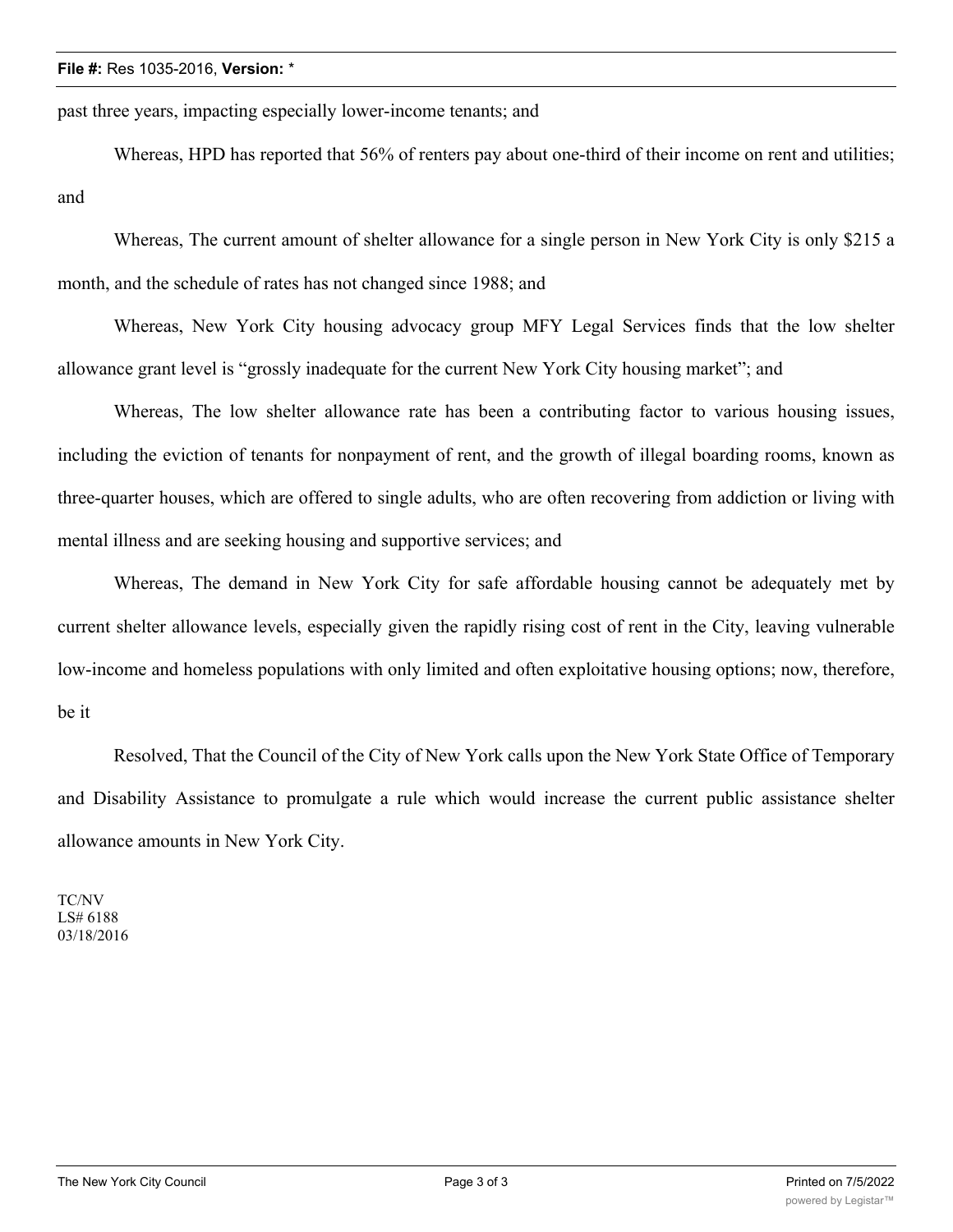past three years, impacting especially lower-income tenants; and

Whereas, HPD has reported that 56% of renters pay about one-third of their income on rent and utilities; and

Whereas, The current amount of shelter allowance for a single person in New York City is only $215 a month, and the schedule of rates has not changed since 1988; and

Whereas, New York City housing advocacy group MFY Legal Services finds that the low shelter allowance grant level is "grossly inadequate for the current New York City housing market"; and

Whereas, The low shelter allowance rate has been a contributing factor to various housing issues, including the eviction of tenants for nonpayment of rent, and the growth of illegal boarding rooms, known as three-quarter houses, which are offered to single adults, who are often recovering from addiction or living with mental illness and are seeking housing and supportive services; and

Whereas, The demand in New York City for safe affordable housing cannot be adequately met by current shelter allowance levels, especially given the rapidly rising cost of rent in the City, leaving vulnerable low-income and homeless populations with only limited and often exploitative housing options; now, therefore, be it

Resolved, That the Council of the City of New York calls upon the New York State Office of Temporary and Disability Assistance to promulgate a rule which would increase the current public assistance shelter allowance amounts in New York City.

TC/NV
LS# 6188
03/18/2016